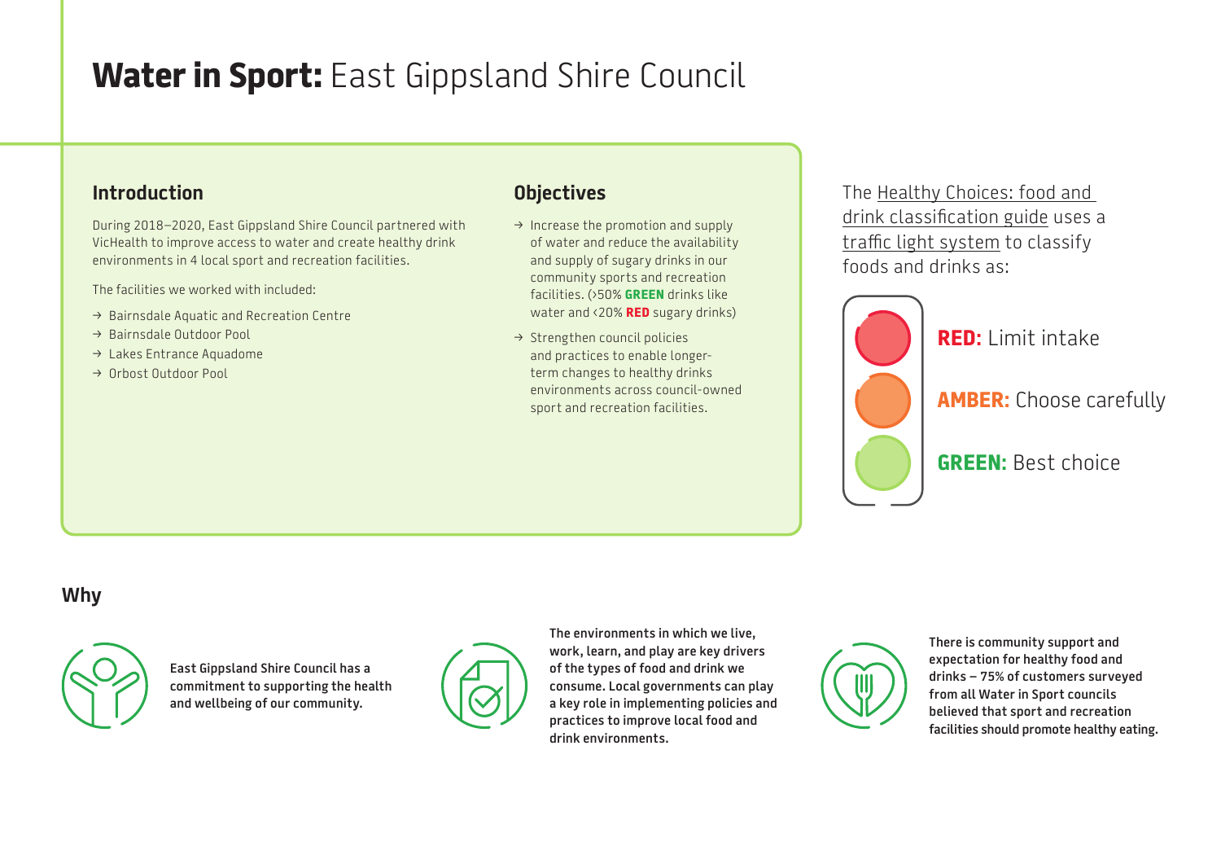# **Water in Sport:** East Gippsland Shire Council

## Introduction

During 2018–2020, East Gippsland Shire Council partnered with VicHealth to improve access to water and create healthy drink environments in 4 local sport and recreation facilities.

The facilities we worked with included:

- Bairnsdale Aquatic and Recreation Centre
- Bairnsdale Outdoor Pool
- Lakes Entrance Aquadome
- Orbost Outdoor Pool

## Objectives

- Increase the promotion and supply of water and reduce the availability and supply of sugary drinks in our community sports and recreation facilities. (>50% **GREEN** drinks like water and <20% **RED** sugary drinks)
- Strengthen council policies and practices to enable longer-term changes to healthy drinks environments across council-owned sport and recreation facilities.

The Healthy Choices: food and drink classification guide uses a traffic light system to classify foods and drinks as:

**RED:** Limit intake

**AMBER:** Choose carefully

**GREEN:** Best choice

## Why

**East Gippsland Shire Council has a commitment to supporting the health and wellbeing of our community.**

**The environments in which we live, work, learn, and play are key drivers of the types of food and drink we consume. Local governments can play a key role in implementing policies and practices to improve local food and drink environments.**

**There is community support and expectation for healthy food and drinks – 75% of customers surveyed from all Water in Sport councils believed that sport and recreation facilities should promote healthy eating.**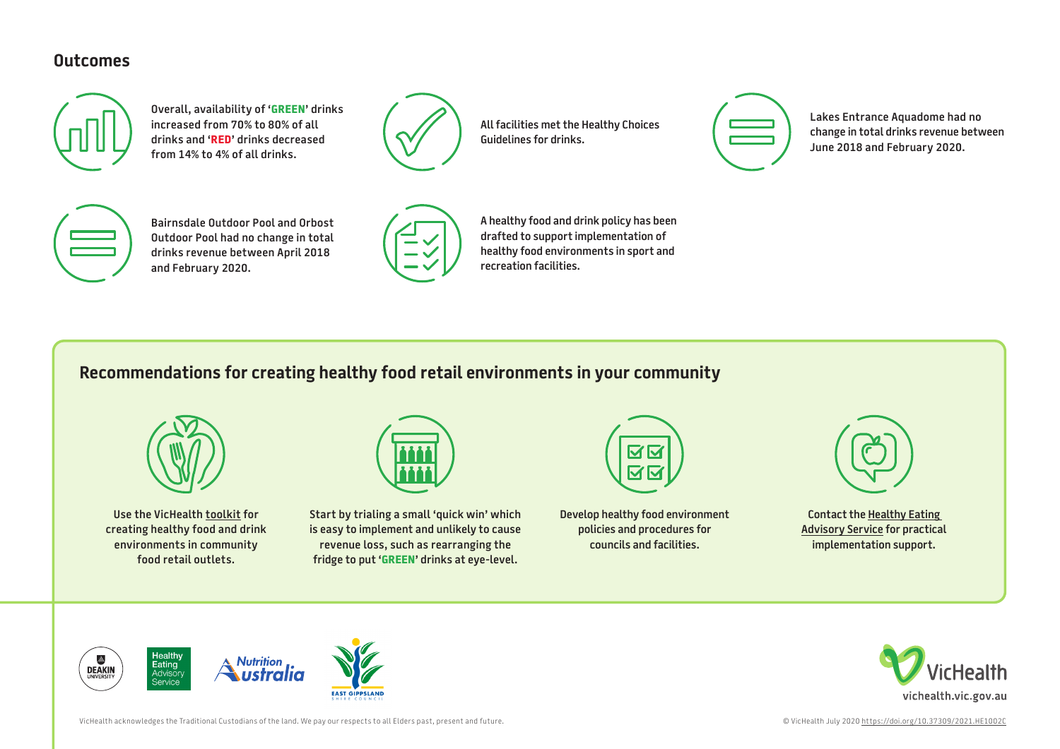## Outcomes

Overall, availability of '**GREEN**' drinks increased from 70% to 80% of all drinks and '**RED**' drinks decreased from 14% to 4% of all drinks.

All facilities met the Healthy Choices Guidelines for drinks.

Lakes Entrance Aquadome had no change in total drinks revenue between June 2018 and February 2020.

Bairnsdale Outdoor Pool and Orbost Outdoor Pool had no change in total drinks revenue between April 2018 and February 2020.

A healthy food and drink policy has been drafted to support implementation of healthy food environments in sport and recreation facilities.

## Recommendations for creating healthy food retail environments in your community

Use the VicHealth toolkit for creating healthy food and drink environments in community food retail outlets.

Start by trialing a small 'quick win' which is easy to implement and unlikely to cause revenue loss, such as rearranging the fridge to put '**GREEN**' drinks at eye-level.

Develop healthy food environment policies and procedures for councils and facilities.

Contact the Healthy Eating Advisory Service for practical implementation support.

Deakin University | Healthy Eating Advisory Service | Nutrition Australia | East Gippsland Shire Council | VicHealth

vichealth.vic.gov.au

VicHealth acknowledges the Traditional Custodians of the land. We pay our respects to all Elders past, present and future.

© VicHealth July 2020 https://doi.org/10.37309/2021.HE1002C